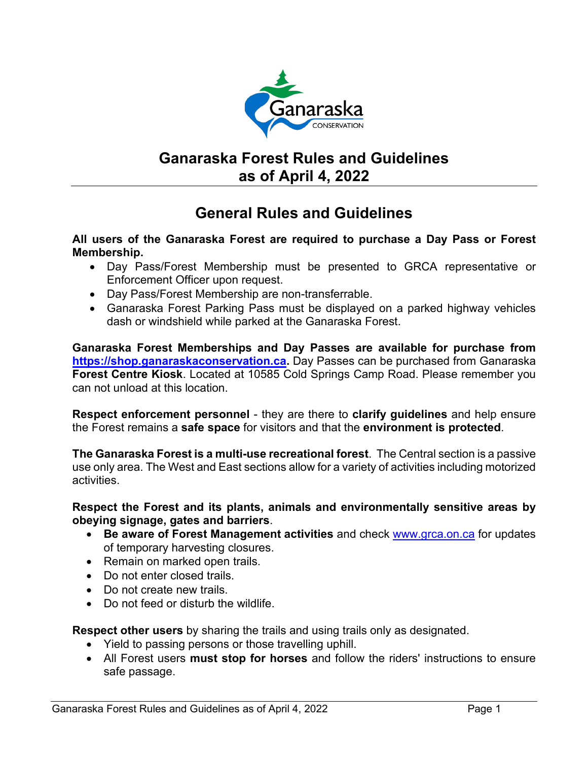# Ganaraska Forest Rules and Guidelines as of April 4, 2022

## General Rules and Guidelines

**All users of the Ganaraska Forest are required to purchase a Day Pass or Forest Membership.**

- Day Pass/Forest Membership must be presented to GRCA representative or Enforcement Officer upon request.
- Day Pass/Forest Membership are non-transferrable.
- Ganaraska Forest Parking Pass must be displayed on a parked highway vehicles dash or windshield while parked at the Ganaraska Forest.

**Ganaraska Forest Memberships and Day Passes are available for purchase from https://shop.ganaraskaconservation.ca.** Day Passes can be purchased from Ganaraska **Forest Centre Kiosk**. Located at 10585 Cold Springs Camp Road. Please remember you can not unload at this location.

**Respect enforcement personnel** - they are there to **clarify guidelines** and help ensure the Forest remains a **safe space** for visitors and that the **environment is protected**.

**The Ganaraska Forest is a multi-use recreational forest**. The Central section is a passive use only area. The West and East sections allow for a variety of activities including motorized activities.

**Respect the Forest and its plants, animals and environmentally sensitive areas by obeying signage, gates and barriers**.

- **Be aware of Forest Management activities** and check www.grca.on.ca for updates of temporary harvesting closures.
- Remain on marked open trails.
- Do not enter closed trails.
- Do not create new trails.
- Do not feed or disturb the wildlife.

**Respect other users** by sharing the trails and using trails only as designated.

- Yield to passing persons or those travelling uphill.
- All Forest users **must stop for horses** and follow the riders' instructions to ensure safe passage.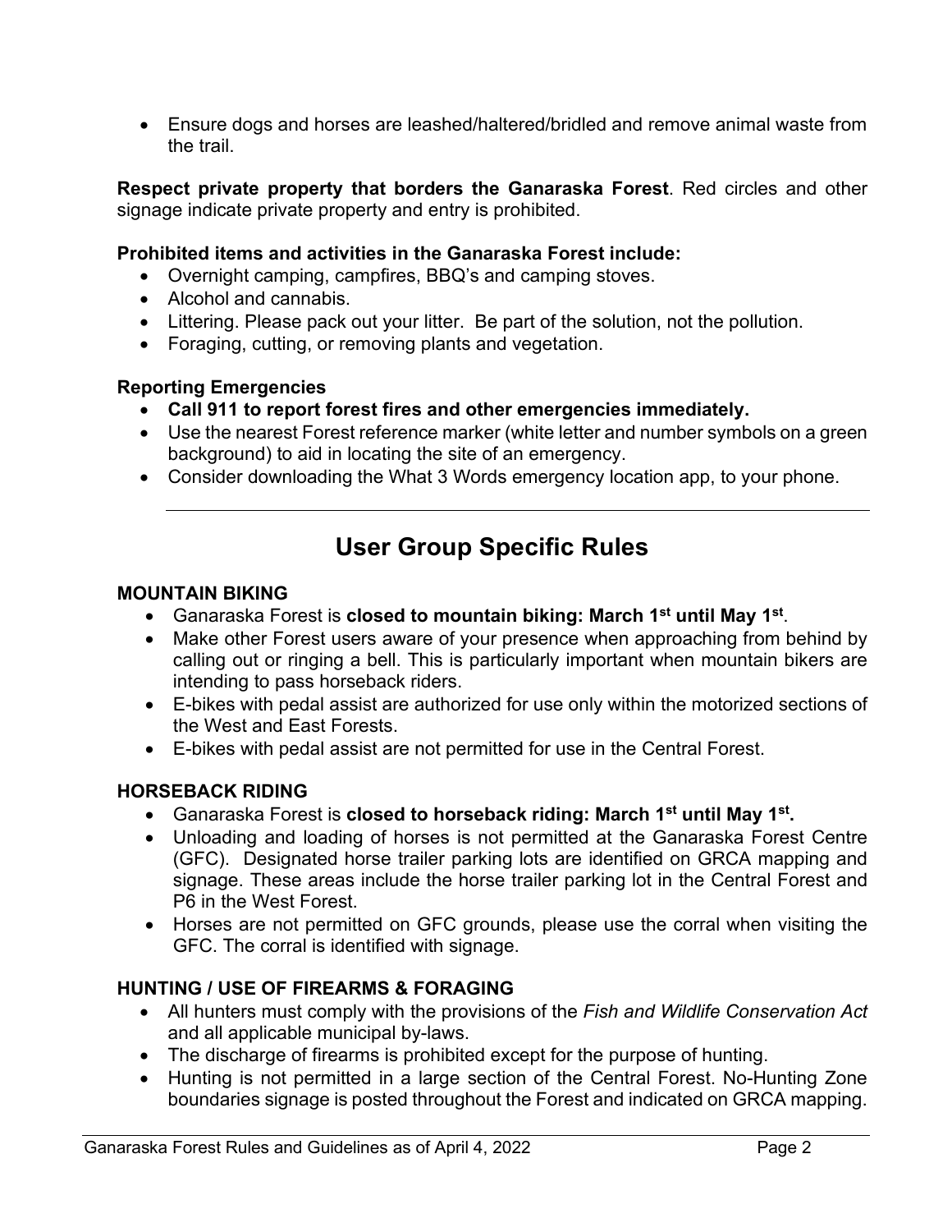- Ensure dogs and horses are leashed/haltered/bridled and remove animal waste from the trail.

**Respect private property that borders the Ganaraska Forest**. Red circles and other signage indicate private property and entry is prohibited.

**Prohibited items and activities in the Ganaraska Forest include:**

- Overnight camping, campfires, BBQ's and camping stoves.
- Alcohol and cannabis.
- Littering. Please pack out your litter. Be part of the solution, not the pollution.
- Foraging, cutting, or removing plants and vegetation.

**Reporting Emergencies**

- **Call 911 to report forest fires and other emergencies immediately.**
- Use the nearest Forest reference marker (white letter and number symbols on a green background) to aid in locating the site of an emergency.
- Consider downloading the What 3 Words emergency location app, to your phone.

---

## User Group Specific Rules

**MOUNTAIN BIKING**

- Ganaraska Forest is **closed to mountain biking: March 1st until May 1st**.
- Make other Forest users aware of your presence when approaching from behind by calling out or ringing a bell. This is particularly important when mountain bikers are intending to pass horseback riders.
- E-bikes with pedal assist are authorized for use only within the motorized sections of the West and East Forests.
- E-bikes with pedal assist are not permitted for use in the Central Forest.

**HORSEBACK RIDING**

- Ganaraska Forest is **closed to horseback riding: March 1st until May 1st.**
- Unloading and loading of horses is not permitted at the Ganaraska Forest Centre (GFC). Designated horse trailer parking lots are identified on GRCA mapping and signage. These areas include the horse trailer parking lot in the Central Forest and P6 in the West Forest.
- Horses are not permitted on GFC grounds, please use the corral when visiting the GFC. The corral is identified with signage.

**HUNTING / USE OF FIREARMS & FORAGING**

- All hunters must comply with the provisions of the *Fish and Wildlife Conservation Act* and all applicable municipal by-laws.
- The discharge of firearms is prohibited except for the purpose of hunting.
- Hunting is not permitted in a large section of the Central Forest. No-Hunting Zone boundaries signage is posted throughout the Forest and indicated on GRCA mapping.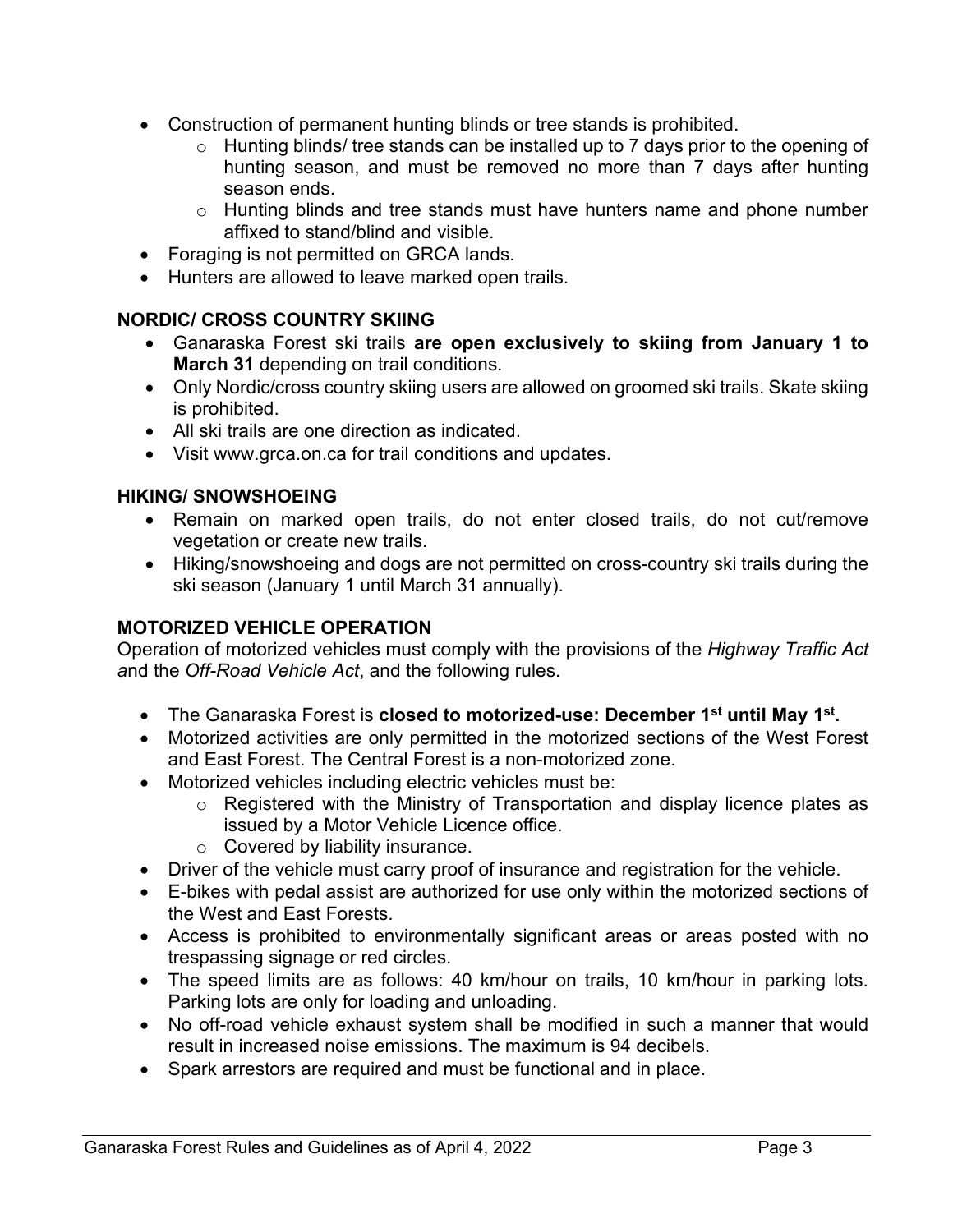- Construction of permanent hunting blinds or tree stands is prohibited.
    - Hunting blinds/ tree stands can be installed up to 7 days prior to the opening of hunting season, and must be removed no more than 7 days after hunting season ends.
    - Hunting blinds and tree stands must have hunters name and phone number affixed to stand/blind and visible.
- Foraging is not permitted on GRCA lands.
- Hunters are allowed to leave marked open trails.

### NORDIC/ CROSS COUNTRY SKIING

- Ganaraska Forest ski trails **are open exclusively to skiing from January 1 to March 31** depending on trail conditions.
- Only Nordic/cross country skiing users are allowed on groomed ski trails. Skate skiing is prohibited.
- All ski trails are one direction as indicated.
- Visit www.grca.on.ca for trail conditions and updates.

### HIKING/ SNOWSHOEING

- Remain on marked open trails, do not enter closed trails, do not cut/remove vegetation or create new trails.
- Hiking/snowshoeing and dogs are not permitted on cross-country ski trails during the ski season (January 1 until March 31 annually).

### MOTORIZED VEHICLE OPERATION

Operation of motorized vehicles must comply with the provisions of the *Highway Traffic Act* and the *Off-Road Vehicle Act*, and the following rules.

- The Ganaraska Forest is **closed to motorized-use: December 1st until May 1st.**
- Motorized activities are only permitted in the motorized sections of the West Forest and East Forest. The Central Forest is a non-motorized zone.
- Motorized vehicles including electric vehicles must be:
    - Registered with the Ministry of Transportation and display licence plates as issued by a Motor Vehicle Licence office.
    - Covered by liability insurance.
- Driver of the vehicle must carry proof of insurance and registration for the vehicle.
- E-bikes with pedal assist are authorized for use only within the motorized sections of the West and East Forests.
- Access is prohibited to environmentally significant areas or areas posted with no trespassing signage or red circles.
- The speed limits are as follows: 40 km/hour on trails, 10 km/hour in parking lots. Parking lots are only for loading and unloading.
- No off-road vehicle exhaust system shall be modified in such a manner that would result in increased noise emissions. The maximum is 94 decibels.
- Spark arrestors are required and must be functional and in place.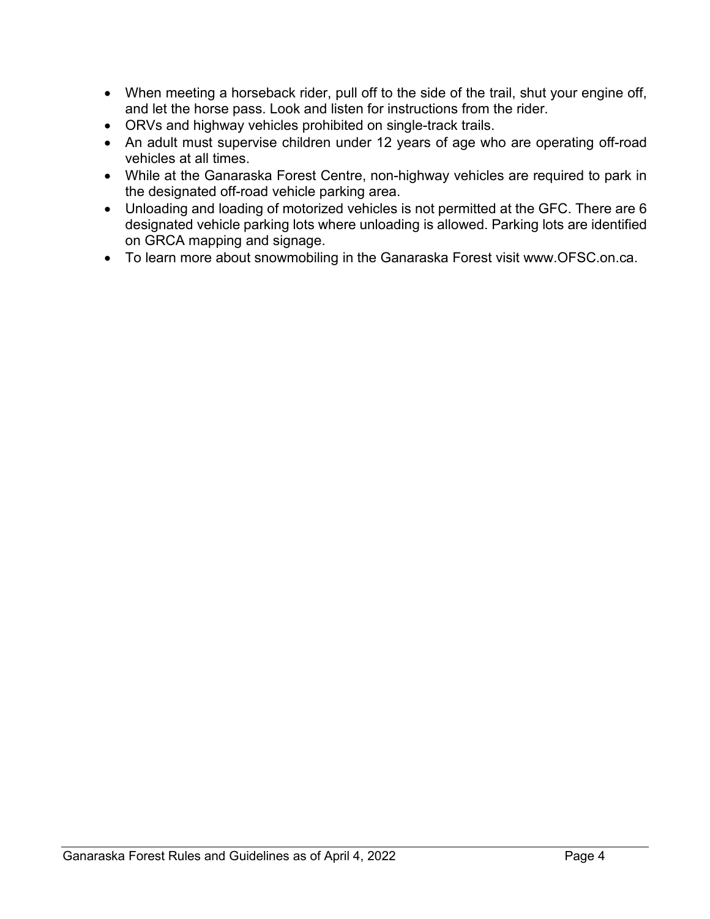- When meeting a horseback rider, pull off to the side of the trail, shut your engine off, and let the horse pass. Look and listen for instructions from the rider.
- ORVs and highway vehicles prohibited on single-track trails.
- An adult must supervise children under 12 years of age who are operating off-road vehicles at all times.
- While at the Ganaraska Forest Centre, non-highway vehicles are required to park in the designated off-road vehicle parking area.
- Unloading and loading of motorized vehicles is not permitted at the GFC. There are 6 designated vehicle parking lots where unloading is allowed. Parking lots are identified on GRCA mapping and signage.
- To learn more about snowmobiling in the Ganaraska Forest visit www.OFSC.on.ca.